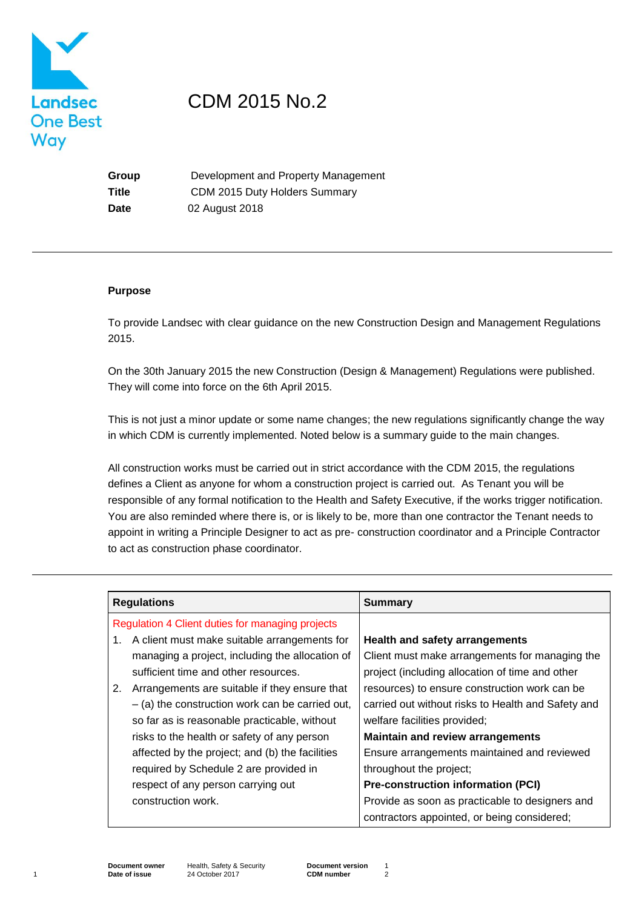Landsec One Best Way

# CDM 2015 No.2

| | |
|---|---|
| **Group** | Development and Property Management |
| **Title** | CDM 2015 Duty Holders Summary |
| **Date** | 02 August 2018 |

---

**Purpose**

To provide Landsec with clear guidance on the new Construction Design and Management Regulations 2015.

On the 30th January 2015 the new Construction (Design & Management) Regulations were published. They will come into force on the 6th April 2015.

This is not just a minor update or some name changes; the new regulations significantly change the way in which CDM is currently implemented. Noted below is a summary guide to the main changes.

All construction works must be carried out in strict accordance with the CDM 2015, the regulations defines a Client as anyone for whom a construction project is carried out. As Tenant you will be responsible of any formal notification to the Health and Safety Executive, if the works trigger notification. You are also reminded where there is, or is likely to be, more than one contractor the Tenant needs to appoint in writing a Principle Designer to act as pre- construction coordinator and a Principle Contractor to act as construction phase coordinator.

---

| Regulations | Summary |
|---|---|
| Regulation 4 Client duties for managing projects<br>1. A client must make suitable arrangements for managing a project, including the allocation of sufficient time and other resources.<br>2. Arrangements are suitable if they ensure that – (a) the construction work can be carried out, so far as is reasonable practicable, without risks to the health or safety of any person affected by the project; and (b) the facilities required by Schedule 2 are provided in respect of any person carrying out construction work. | **Health and safety arrangements**<br>Client must make arrangements for managing the project (including allocation of time and other resources) to ensure construction work can be carried out without risks to Health and Safety and welfare facilities provided;<br>**Maintain and review arrangements**<br>Ensure arrangements maintained and reviewed throughout the project;<br>**Pre-construction information (PCI)**<br>Provide as soon as practicable to designers and contractors appointed, or being considered; |

| | | | |
|---|---|---|---|
| **Document owner** | Health, Safety & Security | **Document version** | 1 |
| **Date of issue** | 24 October 2017 | **CDM number** | 2 |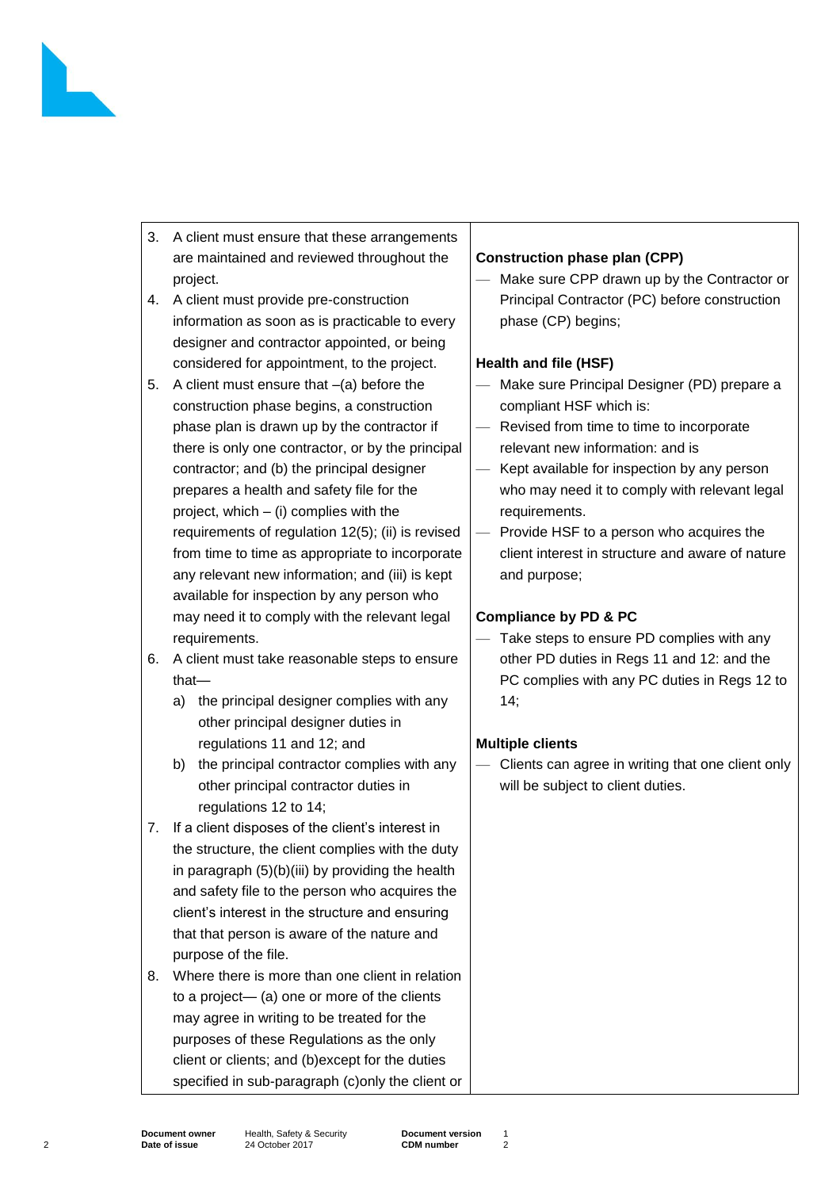| | |
|---|---|
| 3. A client must ensure that these arrangements are maintained and reviewed throughout the project.<br>4. A client must provide pre-construction information as soon as is practicable to every designer and contractor appointed, or being considered for appointment, to the project.<br>5. A client must ensure that –(a) before the construction phase begins, a construction phase plan is drawn up by the contractor if there is only one contractor, or by the principal contractor; and (b) the principal designer prepares a health and safety file for the project, which – (i) complies with the requirements of regulation 12(5); (ii) is revised from time to time as appropriate to incorporate any relevant new information; and (iii) is kept available for inspection by any person who may need it to comply with the relevant legal requirements.<br>6. A client must take reasonable steps to ensure that—<br>a) the principal designer complies with any other principal designer duties in regulations 11 and 12; and<br>b) the principal contractor complies with any other principal contractor duties in regulations 12 to 14;<br>7. If a client disposes of the client's interest in the structure, the client complies with the duty in paragraph (5)(b)(iii) by providing the health and safety file to the person who acquires the client's interest in the structure and ensuring that that person is aware of the nature and purpose of the file.<br>8. Where there is more than one client in relation to a project— (a) one or more of the clients may agree in writing to be treated for the purposes of these Regulations as the only client or clients; and (b)except for the duties specified in sub-paragraph (c)only the client or | **Construction phase plan (CPP)**<br>— Make sure CPP drawn up by the Contractor or Principal Contractor (PC) before construction phase (CP) begins;<br><br>**Health and file (HSF)**<br>— Make sure Principal Designer (PD) prepare a compliant HSF which is:<br>— Revised from time to time to incorporate relevant new information: and is<br>— Kept available for inspection by any person who may need it to comply with relevant legal requirements.<br>— Provide HSF to a person who acquires the client interest in structure and aware of nature and purpose;<br><br>**Compliance by PD & PC**<br>— Take steps to ensure PD complies with any other PD duties in Regs 11 and 12: and the PC complies with any PC duties in Regs 12 to 14;<br><br>**Multiple clients**<br>— Clients can agree in writing that one client only will be subject to client duties. |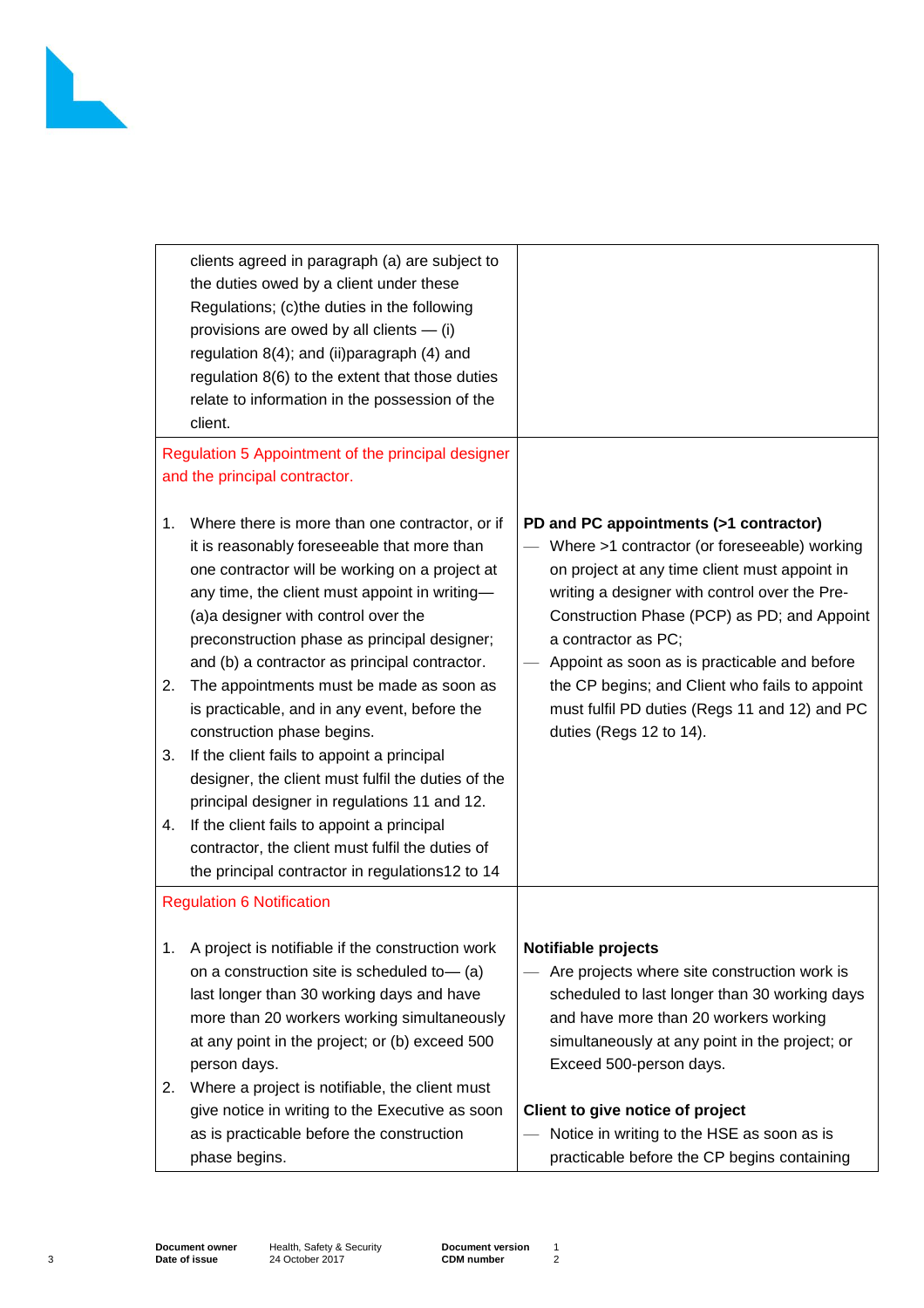| | |
|---|---|
| clients agreed in paragraph (a) are subject to the duties owed by a client under these Regulations; (c)the duties in the following provisions are owed by all clients — (i) regulation 8(4); and (ii)paragraph (4) and regulation 8(6) to the extent that those duties relate to information in the possession of the client. | |
| Regulation 5 Appointment of the principal designer and the principal contractor.<br><br>1. Where there is more than one contractor, or if it is reasonably foreseeable that more than one contractor will be working on a project at any time, the client must appoint in writing— (a)a designer with control over the preconstruction phase as principal designer; and (b) a contractor as principal contractor.<br>2. The appointments must be made as soon as is practicable, and in any event, before the construction phase begins.<br>3. If the client fails to appoint a principal designer, the client must fulfil the duties of the principal designer in regulations 11 and 12.<br>4. If the client fails to appoint a principal contractor, the client must fulfil the duties of the principal contractor in regulations12 to 14 | **PD and PC appointments (>1 contractor)**<br>— Where >1 contractor (or foreseeable) working on project at any time client must appoint in writing a designer with control over the Pre-Construction Phase (PCP) as PD; and Appoint a contractor as PC;<br>— Appoint as soon as is practicable and before the CP begins; and Client who fails to appoint must fulfil PD duties (Regs 11 and 12) and PC duties (Regs 12 to 14). |
| Regulation 6 Notification<br><br>1. A project is notifiable if the construction work on a construction site is scheduled to— (a) last longer than 30 working days and have more than 20 workers working simultaneously at any point in the project; or (b) exceed 500 person days.<br>2. Where a project is notifiable, the client must give notice in writing to the Executive as soon as is practicable before the construction phase begins. | **Notifiable projects**<br>— Are projects where site construction work is scheduled to last longer than 30 working days and have more than 20 workers working simultaneously at any point in the project; or Exceed 500-person days.<br><br>**Client to give notice of project**<br>— Notice in writing to the HSE as soon as is practicable before the CP begins containing |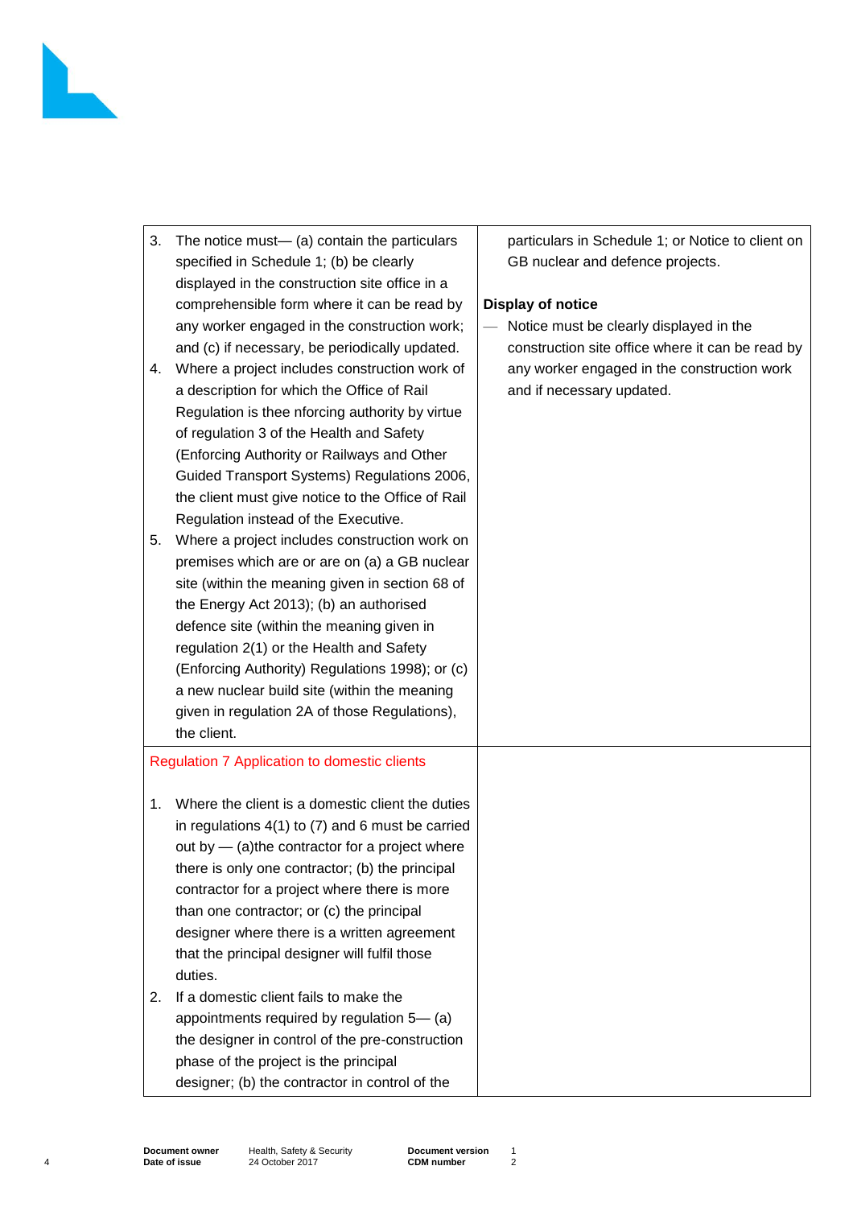| | |
|---|---|
| 3. The notice must— (a) contain the particulars specified in Schedule 1; (b) be clearly displayed in the construction site office in a comprehensible form where it can be read by any worker engaged in the construction work; and (c) if necessary, be periodically updated.<br>4. Where a project includes construction work of a description for which the Office of Rail Regulation is thee nforcing authority by virtue of regulation 3 of the Health and Safety (Enforcing Authority or Railways and Other Guided Transport Systems) Regulations 2006, the client must give notice to the Office of Rail Regulation instead of the Executive.<br>5. Where a project includes construction work on premises which are or are on (a) a GB nuclear site (within the meaning given in section 68 of the Energy Act 2013); (b) an authorised defence site (within the meaning given in regulation 2(1) or the Health and Safety (Enforcing Authority) Regulations 1998); or (c) a new nuclear build site (within the meaning given in regulation 2A of those Regulations), the client. | particulars in Schedule 1; or Notice to client on GB nuclear and defence projects.<br><br>**Display of notice**<br>— Notice must be clearly displayed in the construction site office where it can be read by any worker engaged in the construction work and if necessary updated. |
| Regulation 7 Application to domestic clients<br><br>1. Where the client is a domestic client the duties in regulations 4(1) to (7) and 6 must be carried out by — (a)the contractor for a project where there is only one contractor; (b) the principal contractor for a project where there is more than one contractor; or (c) the principal designer where there is a written agreement that the principal designer will fulfil those duties.<br>2. If a domestic client fails to make the appointments required by regulation 5— (a) the designer in control of the pre-construction phase of the project is the principal designer; (b) the contractor in control of the | |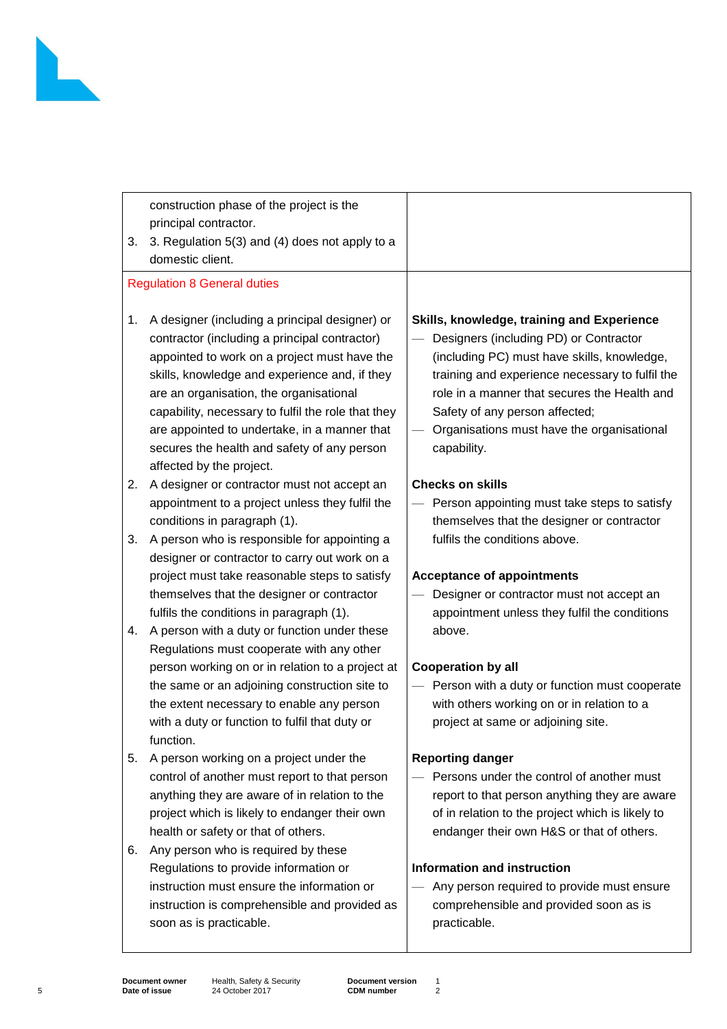| | |
|---|---|
| construction phase of the project is the principal contractor.<br>3. 3. Regulation 5(3) and (4) does not apply to a domestic client. | |
| Regulation 8 General duties<br><br>1. A designer (including a principal designer) or contractor (including a principal contractor) appointed to work on a project must have the skills, knowledge and experience and, if they are an organisation, the organisational capability, necessary to fulfil the role that they are appointed to undertake, in a manner that secures the health and safety of any person affected by the project.<br>2. A designer or contractor must not accept an appointment to a project unless they fulfil the conditions in paragraph (1).<br>3. A person who is responsible for appointing a designer or contractor to carry out work on a project must take reasonable steps to satisfy themselves that the designer or contractor fulfils the conditions in paragraph (1).<br>4. A person with a duty or function under these Regulations must cooperate with any other person working on or in relation to a project at the same or an adjoining construction site to the extent necessary to enable any person with a duty or function to fulfil that duty or function.<br>5. A person working on a project under the control of another must report to that person anything they are aware of in relation to the project which is likely to endanger their own health or safety or that of others.<br>6. Any person who is required by these Regulations to provide information or instruction must ensure the information or instruction is comprehensible and provided as soon as is practicable. | **Skills, knowledge, training and Experience**<br>— Designers (including PD) or Contractor (including PC) must have skills, knowledge, training and experience necessary to fulfil the role in a manner that secures the Health and Safety of any person affected;<br>— Organisations must have the organisational capability.<br><br>**Checks on skills**<br>— Person appointing must take steps to satisfy themselves that the designer or contractor fulfils the conditions above.<br><br>**Acceptance of appointments**<br>— Designer or contractor must not accept an appointment unless they fulfil the conditions above.<br><br>**Cooperation by all**<br>— Person with a duty or function must cooperate with others working on or in relation to a project at same or adjoining site.<br><br>**Reporting danger**<br>— Persons under the control of another must report to that person anything they are aware of in relation to the project which is likely to endanger their own H&S or that of others.<br><br>**Information and instruction**<br>— Any person required to provide must ensure comprehensible and provided soon as is practicable. |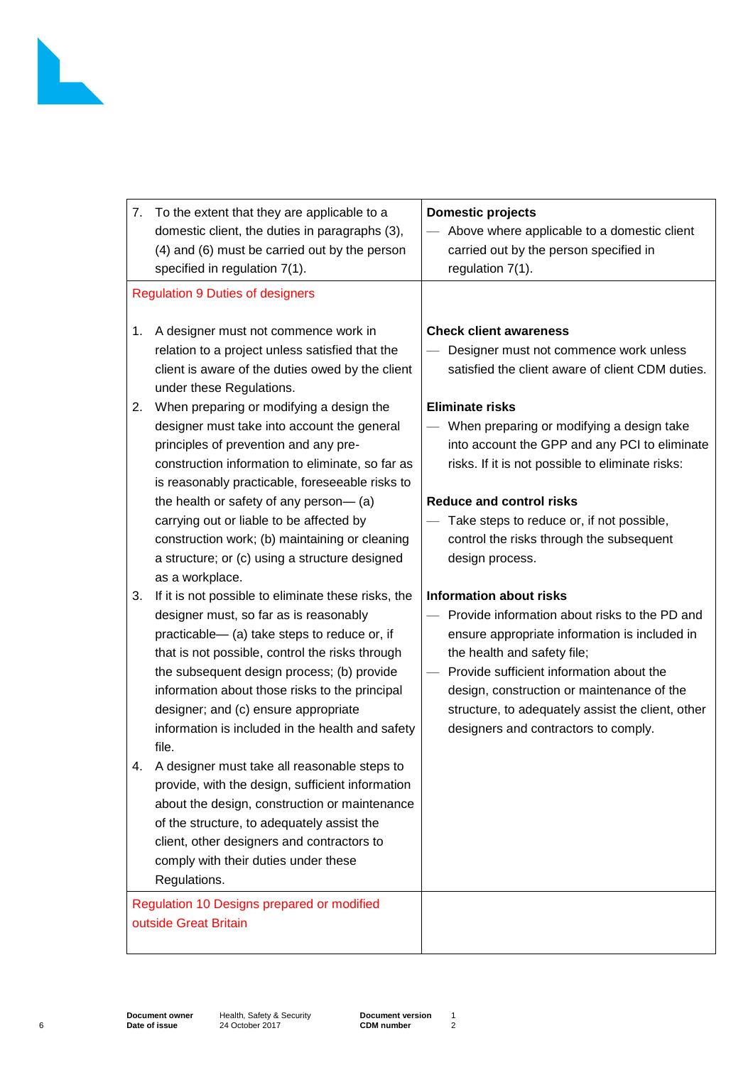| | |
|---|---|
| 7. To the extent that they are applicable to a domestic client, the duties in paragraphs (3), (4) and (6) must be carried out by the person specified in regulation 7(1). | **Domestic projects**<br>— Above where applicable to a domestic client carried out by the person specified in regulation 7(1). |
| Regulation 9 Duties of designers<br><br>1. A designer must not commence work in relation to a project unless satisfied that the client is aware of the duties owed by the client under these Regulations.<br>2. When preparing or modifying a design the designer must take into account the general principles of prevention and any pre-construction information to eliminate, so far as is reasonably practicable, foreseeable risks to the health or safety of any person— (a) carrying out or liable to be affected by construction work; (b) maintaining or cleaning a structure; or (c) using a structure designed as a workplace.<br>3. If it is not possible to eliminate these risks, the designer must, so far as is reasonably practicable— (a) take steps to reduce or, if that is not possible, control the risks through the subsequent design process; (b) provide information about those risks to the principal designer; and (c) ensure appropriate information is included in the health and safety file.<br>4. A designer must take all reasonable steps to provide, with the design, sufficient information about the design, construction or maintenance of the structure, to adequately assist the client, other designers and contractors to comply with their duties under these Regulations. | **Check client awareness**<br>— Designer must not commence work unless satisfied the client aware of client CDM duties.<br><br>**Eliminate risks**<br>— When preparing or modifying a design take into account the GPP and any PCI to eliminate risks. If it is not possible to eliminate risks:<br><br>**Reduce and control risks**<br>— Take steps to reduce or, if not possible, control the risks through the subsequent design process.<br><br>**Information about risks**<br>— Provide information about risks to the PD and ensure appropriate information is included in the health and safety file;<br>— Provide sufficient information about the design, construction or maintenance of the structure, to adequately assist the client, other designers and contractors to comply. |
| Regulation 10 Designs prepared or modified outside Great Britain | |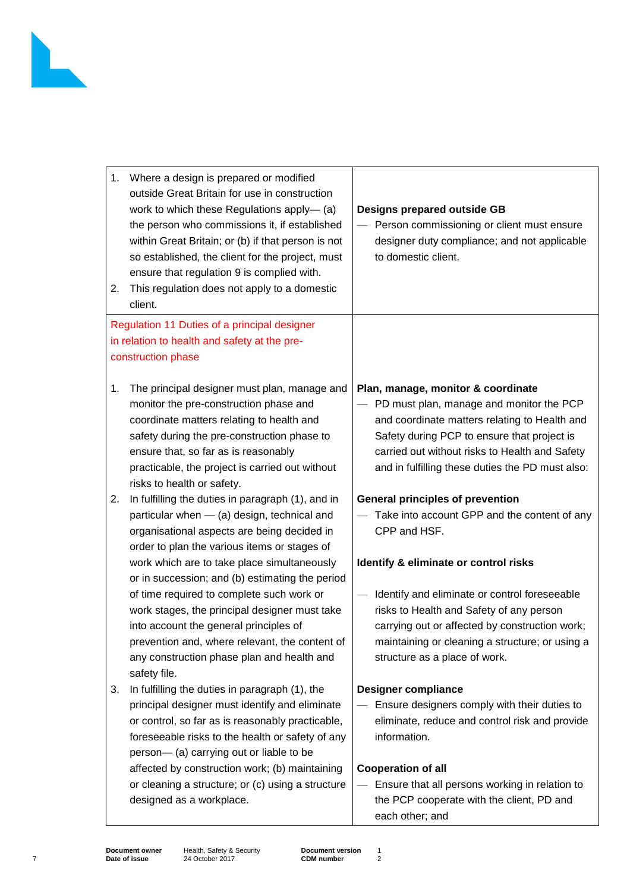| | |
|---|---|
| 1. Where a design is prepared or modified outside Great Britain for use in construction work to which these Regulations apply— (a) the person who commissions it, if established within Great Britain; or (b) if that person is not so established, the client for the project, must ensure that regulation 9 is complied with.<br>2. This regulation does not apply to a domestic client. | **Designs prepared outside GB**<br>— Person commissioning or client must ensure designer duty compliance; and not applicable to domestic client. |
| Regulation 11 Duties of a principal designer in relation to health and safety at the pre-construction phase<br><br>1. The principal designer must plan, manage and monitor the pre-construction phase and coordinate matters relating to health and safety during the pre-construction phase to ensure that, so far as is reasonably practicable, the project is carried out without risks to health or safety.<br>2. In fulfilling the duties in paragraph (1), and in particular when — (a) design, technical and organisational aspects are being decided in order to plan the various items or stages of work which are to take place simultaneously or in succession; and (b) estimating the period of time required to complete such work or work stages, the principal designer must take into account the general principles of prevention and, where relevant, the content of any construction phase plan and health and safety file.<br>3. In fulfilling the duties in paragraph (1), the principal designer must identify and eliminate or control, so far as is reasonably practicable, foreseeable risks to the health or safety of any person— (a) carrying out or liable to be affected by construction work; (b) maintaining or cleaning a structure; or (c) using a structure designed as a workplace. | **Plan, manage, monitor & coordinate**<br>— PD must plan, manage and monitor the PCP and coordinate matters relating to Health and Safety during PCP to ensure that project is carried out without risks to Health and Safety and in fulfilling these duties the PD must also:<br><br>**General principles of prevention**<br>— Take into account GPP and the content of any CPP and HSF.<br><br>**Identify & eliminate or control risks**<br>— Identify and eliminate or control foreseeable risks to Health and Safety of any person carrying out or affected by construction work; maintaining or cleaning a structure; or using a structure as a place of work.<br><br>**Designer compliance**<br>— Ensure designers comply with their duties to eliminate, reduce and control risk and provide information.<br><br>**Cooperation of all**<br>— Ensure that all persons working in relation to the PCP cooperate with the client, PD and each other; and |

| | | | |
|---|---|---|---|
| **Document owner** | Health, Safety & Security | **Document version** | 1 |
| **Date of issue** | 24 October 2017 | **CDM number** | 2 |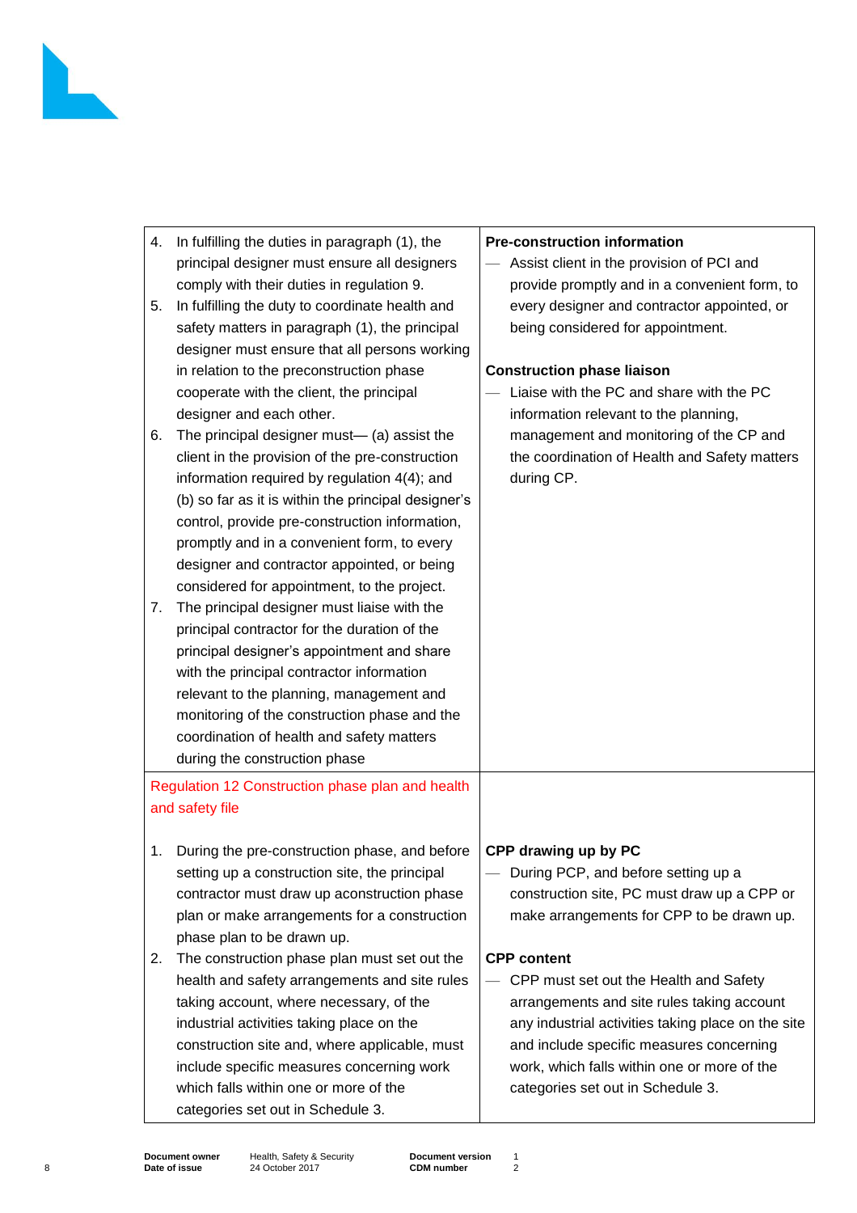| | |
|---|---|
| 4. In fulfilling the duties in paragraph (1), the principal designer must ensure all designers comply with their duties in regulation 9.<br>5. In fulfilling the duty to coordinate health and safety matters in paragraph (1), the principal designer must ensure that all persons working in relation to the preconstruction phase cooperate with the client, the principal designer and each other.<br>6. The principal designer must— (a) assist the client in the provision of the pre-construction information required by regulation 4(4); and (b) so far as it is within the principal designer's control, provide pre-construction information, promptly and in a convenient form, to every designer and contractor appointed, or being considered for appointment, to the project.<br>7. The principal designer must liaise with the principal contractor for the duration of the principal designer's appointment and share with the principal contractor information relevant to the planning, management and monitoring of the construction phase and the coordination of health and safety matters during the construction phase | **Pre-construction information**<br>— Assist client in the provision of PCI and provide promptly and in a convenient form, to every designer and contractor appointed, or being considered for appointment.<br><br>**Construction phase liaison**<br>— Liaise with the PC and share with the PC information relevant to the planning, management and monitoring of the CP and the coordination of Health and Safety matters during CP. |
| Regulation 12 Construction phase plan and health and safety file<br><br>1. During the pre-construction phase, and before setting up a construction site, the principal contractor must draw up aconstruction phase plan or make arrangements for a construction phase plan to be drawn up.<br>2. The construction phase plan must set out the health and safety arrangements and site rules taking account, where necessary, of the industrial activities taking place on the construction site and, where applicable, must include specific measures concerning work which falls within one or more of the categories set out in Schedule 3. | **CPP drawing up by PC**<br>— During PCP, and before setting up a construction site, PC must draw up a CPP or make arrangements for CPP to be drawn up.<br><br>**CPP content**<br>— CPP must set out the Health and Safety arrangements and site rules taking account any industrial activities taking place on the site and include specific measures concerning work, which falls within one or more of the categories set out in Schedule 3. |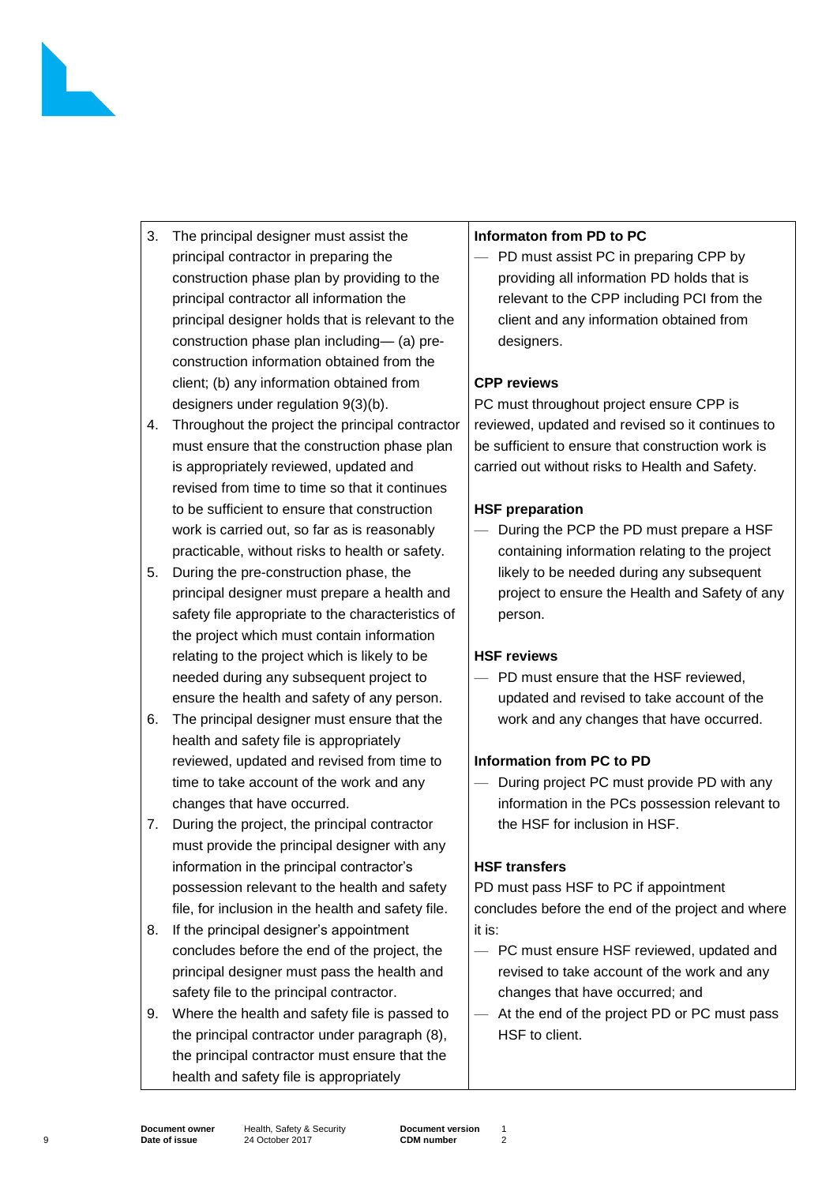| | |
|---|---|
| 3. The principal designer must assist the principal contractor in preparing the construction phase plan by providing to the principal contractor all information the principal designer holds that is relevant to the construction phase plan including— (a) pre-construction information obtained from the client; (b) any information obtained from designers under regulation 9(3)(b).<br>4. Throughout the project the principal contractor must ensure that the construction phase plan is appropriately reviewed, updated and revised from time to time so that it continues to be sufficient to ensure that construction work is carried out, so far as is reasonably practicable, without risks to health or safety.<br>5. During the pre-construction phase, the principal designer must prepare a health and safety file appropriate to the characteristics of the project which must contain information relating to the project which is likely to be needed during any subsequent project to ensure the health and safety of any person.<br>6. The principal designer must ensure that the health and safety file is appropriately reviewed, updated and revised from time to time to take account of the work and any changes that have occurred.<br>7. During the project, the principal contractor must provide the principal designer with any information in the principal contractor's possession relevant to the health and safety file, for inclusion in the health and safety file.<br>8. If the principal designer's appointment concludes before the end of the project, the principal designer must pass the health and safety file to the principal contractor.<br>9. Where the health and safety file is passed to the principal contractor under paragraph (8), the principal contractor must ensure that the health and safety file is appropriately | **Informaton from PD to PC**<br>— PD must assist PC in preparing CPP by providing all information PD holds that is relevant to the CPP including PCI from the client and any information obtained from designers.<br><br>**CPP reviews**<br>PC must throughout project ensure CPP is reviewed, updated and revised so it continues to be sufficient to ensure that construction work is carried out without risks to Health and Safety.<br><br>**HSF preparation**<br>— During the PCP the PD must prepare a HSF containing information relating to the project likely to be needed during any subsequent project to ensure the Health and Safety of any person.<br><br>**HSF reviews**<br>— PD must ensure that the HSF reviewed, updated and revised to take account of the work and any changes that have occurred.<br><br>**Information from PC to PD**<br>— During project PC must provide PD with any information in the PCs possession relevant to the HSF for inclusion in HSF.<br><br>**HSF transfers**<br>PD must pass HSF to PC if appointment concludes before the end of the project and where it is:<br>— PC must ensure HSF reviewed, updated and revised to take account of the work and any changes that have occurred; and<br>— At the end of the project PD or PC must pass HSF to client. |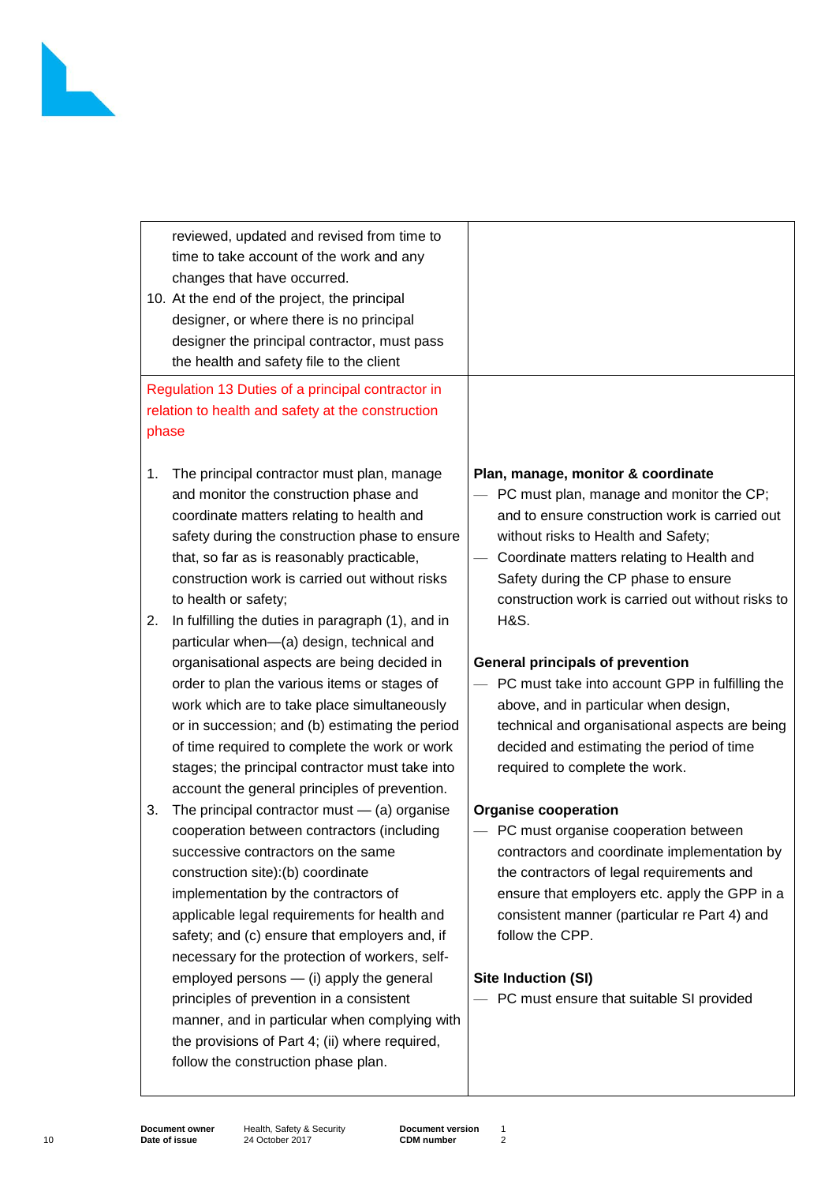| | |
|---|---|
| reviewed, updated and revised from time to time to take account of the work and any changes that have occurred.<br>10. At the end of the project, the principal designer, or where there is no principal designer the principal contractor, must pass the health and safety file to the client | |
| Regulation 13 Duties of a principal contractor in relation to health and safety at the construction phase<br><br>1. The principal contractor must plan, manage and monitor the construction phase and coordinate matters relating to health and safety during the construction phase to ensure that, so far as is reasonably practicable, construction work is carried out without risks to health or safety;<br>2. In fulfilling the duties in paragraph (1), and in particular when—(a) design, technical and organisational aspects are being decided in order to plan the various items or stages of work which are to take place simultaneously or in succession; and (b) estimating the period of time required to complete the work or work stages; the principal contractor must take into account the general principles of prevention.<br>3. The principal contractor must — (a) organise cooperation between contractors (including successive contractors on the same construction site):(b) coordinate implementation by the contractors of applicable legal requirements for health and safety; and (c) ensure that employers and, if necessary for the protection of workers, self-employed persons — (i) apply the general principles of prevention in a consistent manner, and in particular when complying with the provisions of Part 4; (ii) where required, follow the construction phase plan. | **Plan, manage, monitor & coordinate**<br>— PC must plan, manage and monitor the CP; and to ensure construction work is carried out without risks to Health and Safety;<br>— Coordinate matters relating to Health and Safety during the CP phase to ensure construction work is carried out without risks to H&S.<br><br>**General principals of prevention**<br>— PC must take into account GPP in fulfilling the above, and in particular when design, technical and organisational aspects are being decided and estimating the period of time required to complete the work.<br><br>**Organise cooperation**<br>— PC must organise cooperation between contractors and coordinate implementation by the contractors of legal requirements and ensure that employers etc. apply the GPP in a consistent manner (particular re Part 4) and follow the CPP.<br><br>**Site Induction (SI)**<br>— PC must ensure that suitable SI provided |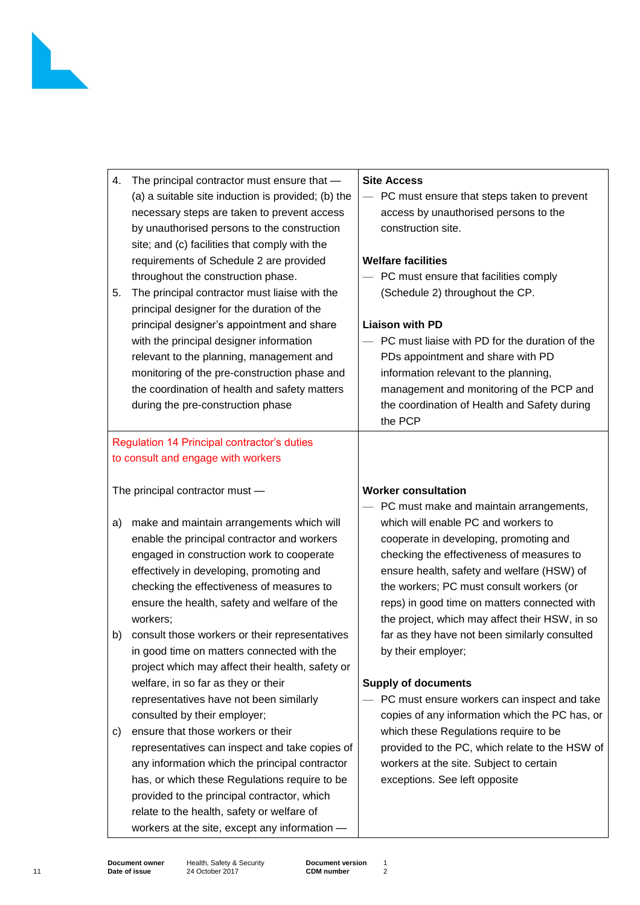| | |
|---|---|
| 4. The principal contractor must ensure that — (a) a suitable site induction is provided; (b) the necessary steps are taken to prevent access by unauthorised persons to the construction site; and (c) facilities that comply with the requirements of Schedule 2 are provided throughout the construction phase.<br>5. The principal contractor must liaise with the principal designer for the duration of the principal designer's appointment and share with the principal designer information relevant to the planning, management and monitoring of the pre-construction phase and the coordination of health and safety matters during the pre-construction phase | **Site Access**<br>— PC must ensure that steps taken to prevent access by unauthorised persons to the construction site.<br><br>**Welfare facilities**<br>— PC must ensure that facilities comply (Schedule 2) throughout the CP.<br><br>**Liaison with PD**<br>— PC must liaise with PD for the duration of the PDs appointment and share with PD information relevant to the planning, management and monitoring of the PCP and the coordination of Health and Safety during the PCP |
| Regulation 14 Principal contractor's duties to consult and engage with workers<br><br>The principal contractor must —<br><br>a) make and maintain arrangements which will enable the principal contractor and workers engaged in construction work to cooperate effectively in developing, promoting and checking the effectiveness of measures to ensure the health, safety and welfare of the workers;<br>b) consult those workers or their representatives in good time on matters connected with the project which may affect their health, safety or welfare, in so far as they or their representatives have not been similarly consulted by their employer;<br>c) ensure that those workers or their representatives can inspect and take copies of any information which the principal contractor has, or which these Regulations require to be provided to the principal contractor, which relate to the health, safety or welfare of workers at the site, except any information — | **Worker consultation**<br>— PC must make and maintain arrangements, which will enable PC and workers to cooperate in developing, promoting and checking the effectiveness of measures to ensure health, safety and welfare (HSW) of the workers; PC must consult workers (or reps) in good time on matters connected with the project, which may affect their HSW, in so far as they have not been similarly consulted by their employer;<br><br>**Supply of documents**<br>— PC must ensure workers can inspect and take copies of any information which the PC has, or which these Regulations require to be provided to the PC, which relate to the HSW of workers at the site. Subject to certain exceptions. See left opposite |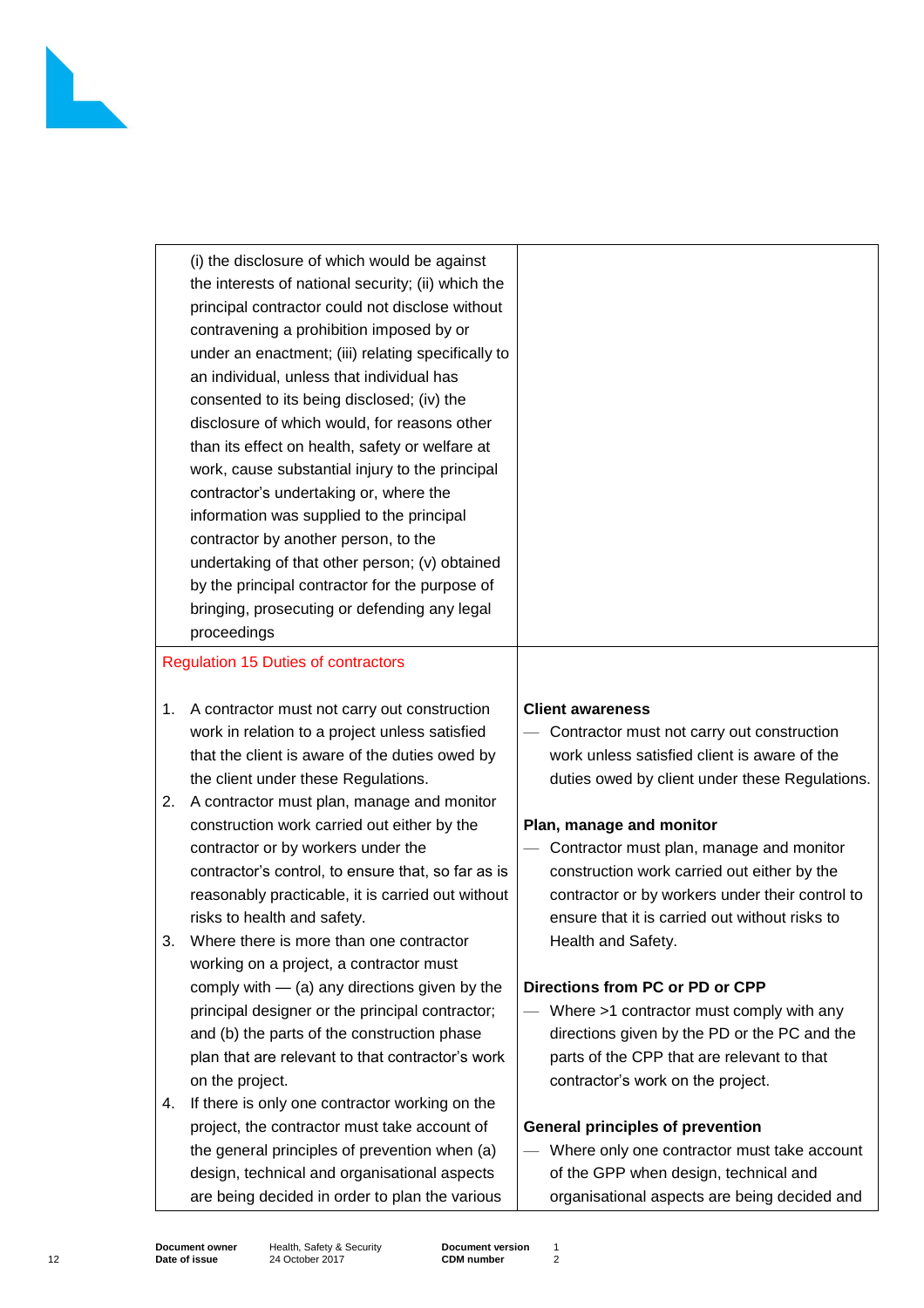| | |
|---|---|
| (i) the disclosure of which would be against the interests of national security; (ii) which the principal contractor could not disclose without contravening a prohibition imposed by or under an enactment; (iii) relating specifically to an individual, unless that individual has consented to its being disclosed; (iv) the disclosure of which would, for reasons other than its effect on health, safety or welfare at work, cause substantial injury to the principal contractor's undertaking or, where the information was supplied to the principal contractor by another person, to the undertaking of that other person; (v) obtained by the principal contractor for the purpose of bringing, prosecuting or defending any legal proceedings | |
| Regulation 15 Duties of contractors<br><br>1. A contractor must not carry out construction work in relation to a project unless satisfied that the client is aware of the duties owed by the client under these Regulations.<br>2. A contractor must plan, manage and monitor construction work carried out either by the contractor or by workers under the contractor's control, to ensure that, so far as is reasonably practicable, it is carried out without risks to health and safety.<br>3. Where there is more than one contractor working on a project, a contractor must comply with — (a) any directions given by the principal designer or the principal contractor; and (b) the parts of the construction phase plan that are relevant to that contractor's work on the project.<br>4. If there is only one contractor working on the project, the contractor must take account of the general principles of prevention when (a) design, technical and organisational aspects are being decided in order to plan the various | **Client awareness**<br>— Contractor must not carry out construction work unless satisfied client is aware of the duties owed by client under these Regulations.<br><br>**Plan, manage and monitor**<br>— Contractor must plan, manage and monitor construction work carried out either by the contractor or by workers under their control to ensure that it is carried out without risks to Health and Safety.<br><br>**Directions from PC or PD or CPP**<br>— Where >1 contractor must comply with any directions given by the PD or the PC and the parts of the CPP that are relevant to that contractor's work on the project.<br><br>**General principles of prevention**<br>— Where only one contractor must take account of the GPP when design, technical and organisational aspects are being decided and |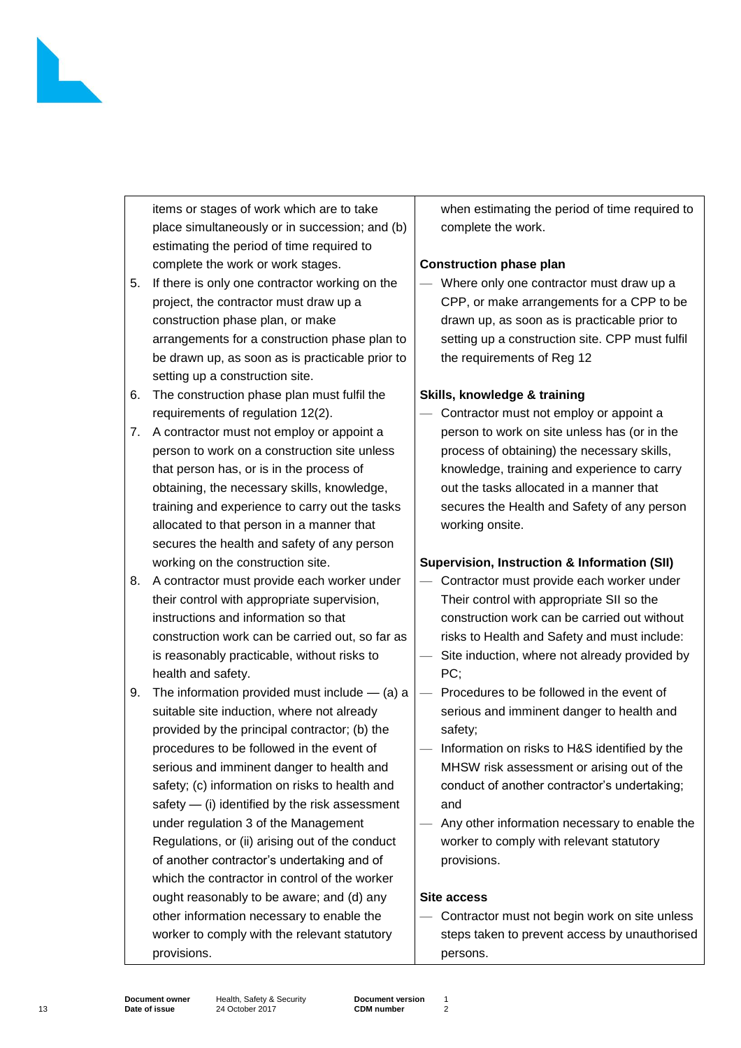| | |
|---|---|
| items or stages of work which are to take place simultaneously or in succession; and (b) estimating the period of time required to complete the work or work stages.<br>5. If there is only one contractor working on the project, the contractor must draw up a construction phase plan, or make arrangements for a construction phase plan to be drawn up, as soon as is practicable prior to setting up a construction site.<br>6. The construction phase plan must fulfil the requirements of regulation 12(2).<br>7. A contractor must not employ or appoint a person to work on a construction site unless that person has, or is in the process of obtaining, the necessary skills, knowledge, training and experience to carry out the tasks allocated to that person in a manner that secures the health and safety of any person working on the construction site.<br>8. A contractor must provide each worker under their control with appropriate supervision, instructions and information so that construction work can be carried out, so far as is reasonably practicable, without risks to health and safety.<br>9. The information provided must include — (a) a suitable site induction, where not already provided by the principal contractor; (b) the procedures to be followed in the event of serious and imminent danger to health and safety; (c) information on risks to health and safety — (i) identified by the risk assessment under regulation 3 of the Management Regulations, or (ii) arising out of the conduct of another contractor's undertaking and of which the contractor in control of the worker ought reasonably to be aware; and (d) any other information necessary to enable the worker to comply with the relevant statutory provisions. | when estimating the period of time required to complete the work.<br><br>**Construction phase plan**<br>— Where only one contractor must draw up a CPP, or make arrangements for a CPP to be drawn up, as soon as is practicable prior to setting up a construction site. CPP must fulfil the requirements of Reg 12<br><br>**Skills, knowledge & training**<br>— Contractor must not employ or appoint a person to work on site unless has (or in the process of obtaining) the necessary skills, knowledge, training and experience to carry out the tasks allocated in a manner that secures the Health and Safety of any person working onsite.<br><br>**Supervision, Instruction & Information (SII)**<br>— Contractor must provide each worker under Their control with appropriate SII so the construction work can be carried out without risks to Health and Safety and must include:<br>— Site induction, where not already provided by PC;<br>— Procedures to be followed in the event of serious and imminent danger to health and safety;<br>— Information on risks to H&S identified by the MHSW risk assessment or arising out of the conduct of another contractor's undertaking; and<br>— Any other information necessary to enable the worker to comply with relevant statutory provisions.<br><br>**Site access**<br>— Contractor must not begin work on site unless steps taken to prevent access by unauthorised persons. |

**Document owner** Health, Safety & Security **Document version** 1
**Date of issue** 24 October 2017 **CDM number** 2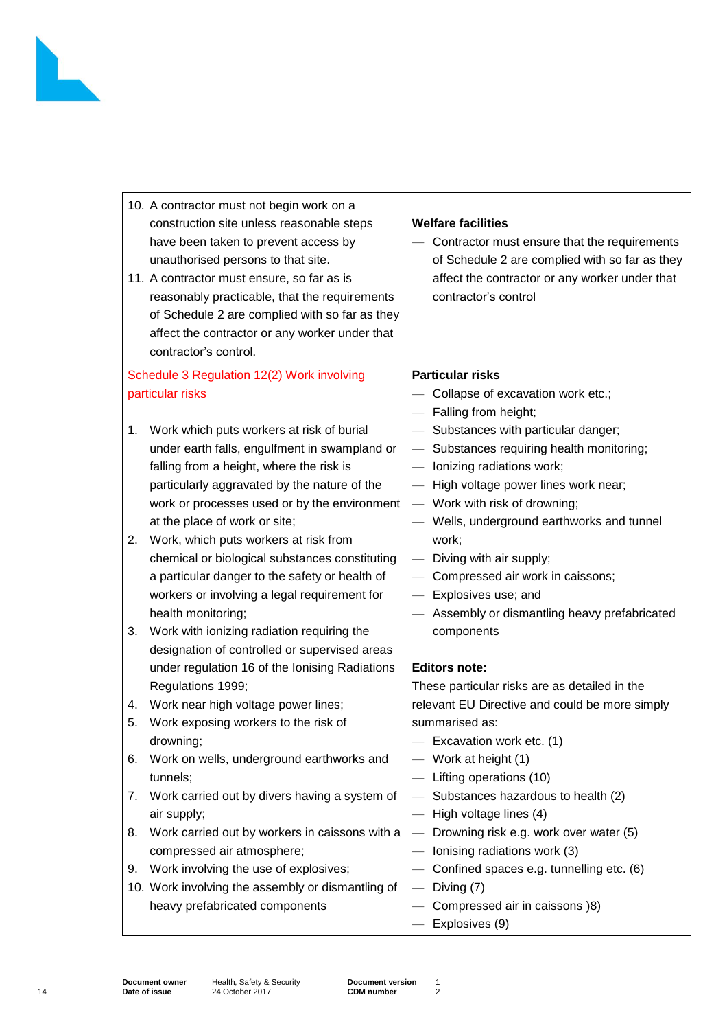| | |
|---|---|
| 10. A contractor must not begin work on a construction site unless reasonable steps have been taken to prevent access by unauthorised persons to that site.<br>11. A contractor must ensure, so far as is reasonably practicable, that the requirements of Schedule 2 are complied with so far as they affect the contractor or any worker under that contractor's control. | **Welfare facilities**<br>— Contractor must ensure that the requirements of Schedule 2 are complied with so far as they affect the contractor or any worker under that contractor's control |
| Schedule 3 Regulation 12(2) Work involving particular risks<br><br>1. Work which puts workers at risk of burial under earth falls, engulfment in swampland or falling from a height, where the risk is particularly aggravated by the nature of the work or processes used or by the environment at the place of work or site;<br>2. Work, which puts workers at risk from chemical or biological substances constituting a particular danger to the safety or health of workers or involving a legal requirement for health monitoring;<br>3. Work with ionizing radiation requiring the designation of controlled or supervised areas under regulation 16 of the Ionising Radiations Regulations 1999;<br>4. Work near high voltage power lines;<br>5. Work exposing workers to the risk of drowning;<br>6. Work on wells, underground earthworks and tunnels;<br>7. Work carried out by divers having a system of air supply;<br>8. Work carried out by workers in caissons with a compressed air atmosphere;<br>9. Work involving the use of explosives;<br>10. Work involving the assembly or dismantling of heavy prefabricated components | **Particular risks**<br>— Collapse of excavation work etc.;<br>— Falling from height;<br>— Substances with particular danger;<br>— Substances requiring health monitoring;<br>— Ionizing radiations work;<br>— High voltage power lines work near;<br>— Work with risk of drowning;<br>— Wells, underground earthworks and tunnel work;<br>— Diving with air supply;<br>— Compressed air work in caissons;<br>— Explosives use; and<br>— Assembly or dismantling heavy prefabricated components<br><br>**Editors note:**<br>These particular risks are as detailed in the relevant EU Directive and could be more simply summarised as:<br>— Excavation work etc. (1)<br>— Work at height (1)<br>— Lifting operations (10)<br>— Substances hazardous to health (2)<br>— High voltage lines (4)<br>— Drowning risk e.g. work over water (5)<br>— Ionising radiations work (3)<br>— Confined spaces e.g. tunnelling etc. (6)<br>— Diving (7)<br>— Compressed air in caissons )8)<br>— Explosives (9) |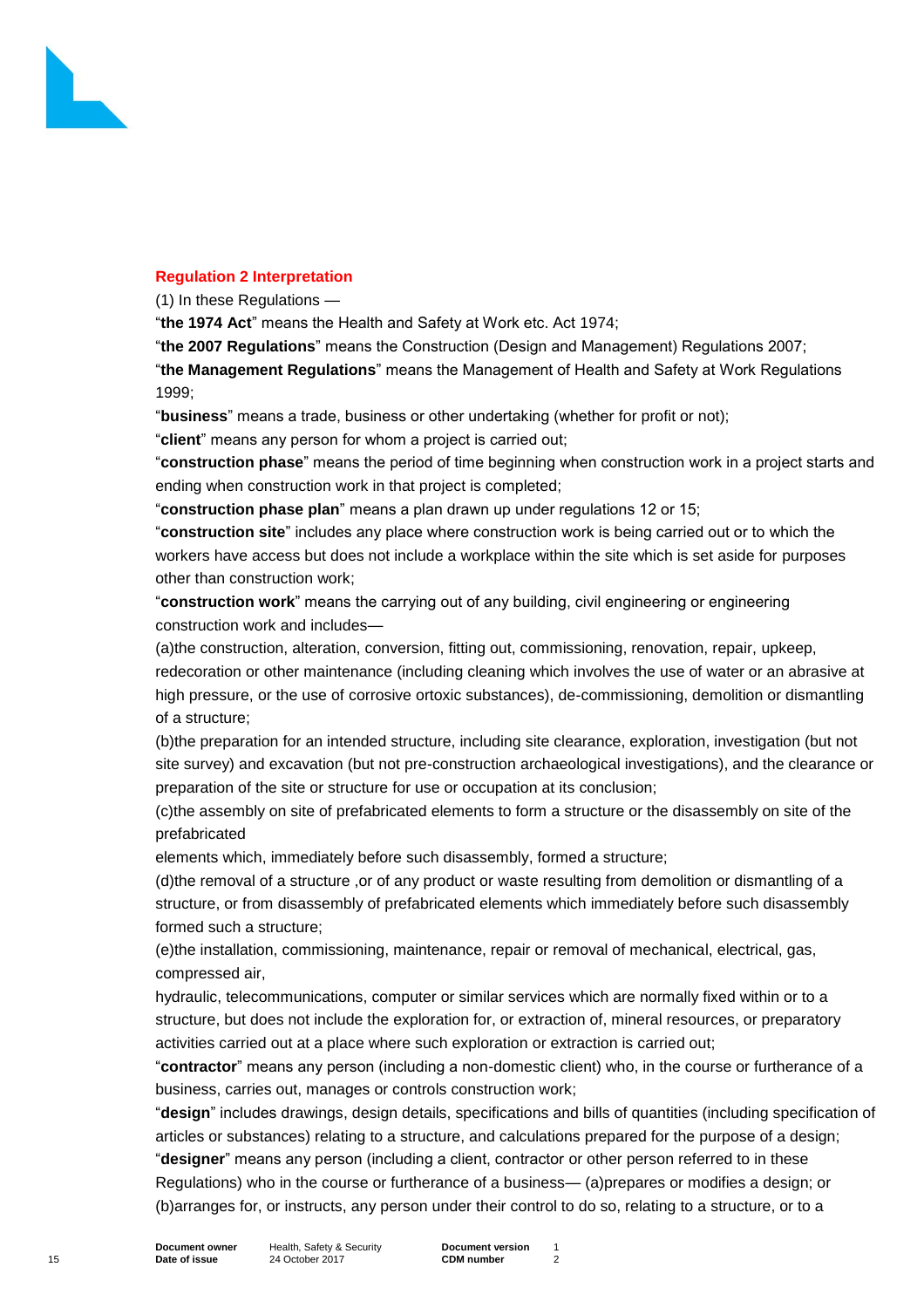### Regulation 2 Interpretation

(1) In these Regulations —

"**the 1974 Act**" means the Health and Safety at Work etc. Act 1974;

"**the 2007 Regulations**" means the Construction (Design and Management) Regulations 2007;

"**the Management Regulations**" means the Management of Health and Safety at Work Regulations 1999;

"**business**" means a trade, business or other undertaking (whether for profit or not);

"**client**" means any person for whom a project is carried out;

"**construction phase**" means the period of time beginning when construction work in a project starts and ending when construction work in that project is completed;

"**construction phase plan**" means a plan drawn up under regulations 12 or 15;

"**construction site**" includes any place where construction work is being carried out or to which the workers have access but does not include a workplace within the site which is set aside for purposes other than construction work;

"**construction work**" means the carrying out of any building, civil engineering or engineering construction work and includes—

(a)the construction, alteration, conversion, fitting out, commissioning, renovation, repair, upkeep, redecoration or other maintenance (including cleaning which involves the use of water or an abrasive at high pressure, or the use of corrosive ortoxic substances), de-commissioning, demolition or dismantling of a structure;

(b)the preparation for an intended structure, including site clearance, exploration, investigation (but not site survey) and excavation (but not pre-construction archaeological investigations), and the clearance or preparation of the site or structure for use or occupation at its conclusion;

(c)the assembly on site of prefabricated elements to form a structure or the disassembly on site of the prefabricated elements which, immediately before such disassembly, formed a structure;

(d)the removal of a structure ,or of any product or waste resulting from demolition or dismantling of a structure, or from disassembly of prefabricated elements which immediately before such disassembly formed such a structure;

(e)the installation, commissioning, maintenance, repair or removal of mechanical, electrical, gas, compressed air, hydraulic, telecommunications, computer or similar services which are normally fixed within or to a structure, but does not include the exploration for, or extraction of, mineral resources, or preparatory activities carried out at a place where such exploration or extraction is carried out;

"**contractor**" means any person (including a non-domestic client) who, in the course or furtherance of a business, carries out, manages or controls construction work;

"**design**" includes drawings, design details, specifications and bills of quantities (including specification of articles or substances) relating to a structure, and calculations prepared for the purpose of a design;

"**designer**" means any person (including a client, contractor or other person referred to in these Regulations) who in the course or furtherance of a business— (a)prepares or modifies a design; or (b)arranges for, or instructs, any person under their control to do so, relating to a structure, or to a

| | | | |
|---|---|---|---|
| **Document owner** | Health, Safety & Security | **Document version** | 1 |
| **Date of issue** | 24 October 2017 | **CDM number** | 2 |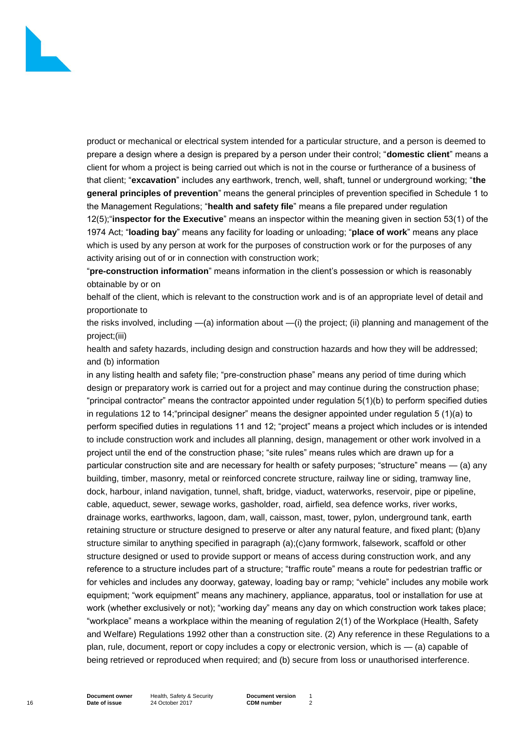product or mechanical or electrical system intended for a particular structure, and a person is deemed to prepare a design where a design is prepared by a person under their control; "**domestic client**" means a client for whom a project is being carried out which is not in the course or furtherance of a business of that client; "**excavation**" includes any earthwork, trench, well, shaft, tunnel or underground working; "**the general principles of prevention**" means the general principles of prevention specified in Schedule 1 to the Management Regulations; "**health and safety file**" means a file prepared under regulation 12(5);"**inspector for the Executive**" means an inspector within the meaning given in section 53(1) of the 1974 Act; "**loading bay**" means any facility for loading or unloading; "**place of work**" means any place which is used by any person at work for the purposes of construction work or for the purposes of any activity arising out of or in connection with construction work;

"**pre-construction information**" means information in the client's possession or which is reasonably obtainable by or on

behalf of the client, which is relevant to the construction work and is of an appropriate level of detail and proportionate to

the risks involved, including —(a) information about —(i) the project; (ii) planning and management of the project;(iii)

health and safety hazards, including design and construction hazards and how they will be addressed; and (b) information

in any listing health and safety file; "pre-construction phase" means any period of time during which design or preparatory work is carried out for a project and may continue during the construction phase; "principal contractor" means the contractor appointed under regulation 5(1)(b) to perform specified duties in regulations 12 to 14;"principal designer" means the designer appointed under regulation 5 (1)(a) to perform specified duties in regulations 11 and 12; "project" means a project which includes or is intended to include construction work and includes all planning, design, management or other work involved in a project until the end of the construction phase; "site rules" means rules which are drawn up for a particular construction site and are necessary for health or safety purposes; "structure" means — (a) any building, timber, masonry, metal or reinforced concrete structure, railway line or siding, tramway line, dock, harbour, inland navigation, tunnel, shaft, bridge, viaduct, waterworks, reservoir, pipe or pipeline, cable, aqueduct, sewer, sewage works, gasholder, road, airfield, sea defence works, river works, drainage works, earthworks, lagoon, dam, wall, caisson, mast, tower, pylon, underground tank, earth retaining structure or structure designed to preserve or alter any natural feature, and fixed plant; (b)any structure similar to anything specified in paragraph (a);(c)any formwork, falsework, scaffold or other structure designed or used to provide support or means of access during construction work, and any reference to a structure includes part of a structure; "traffic route" means a route for pedestrian traffic or for vehicles and includes any doorway, gateway, loading bay or ramp; "vehicle" includes any mobile work equipment; "work equipment" means any machinery, appliance, apparatus, tool or installation for use at work (whether exclusively or not); "working day" means any day on which construction work takes place; "workplace" means a workplace within the meaning of regulation 2(1) of the Workplace (Health, Safety and Welfare) Regulations 1992 other than a construction site. (2) Any reference in these Regulations to a plan, rule, document, report or copy includes a copy or electronic version, which is — (a) capable of being retrieved or reproduced when required; and (b) secure from loss or unauthorised interference.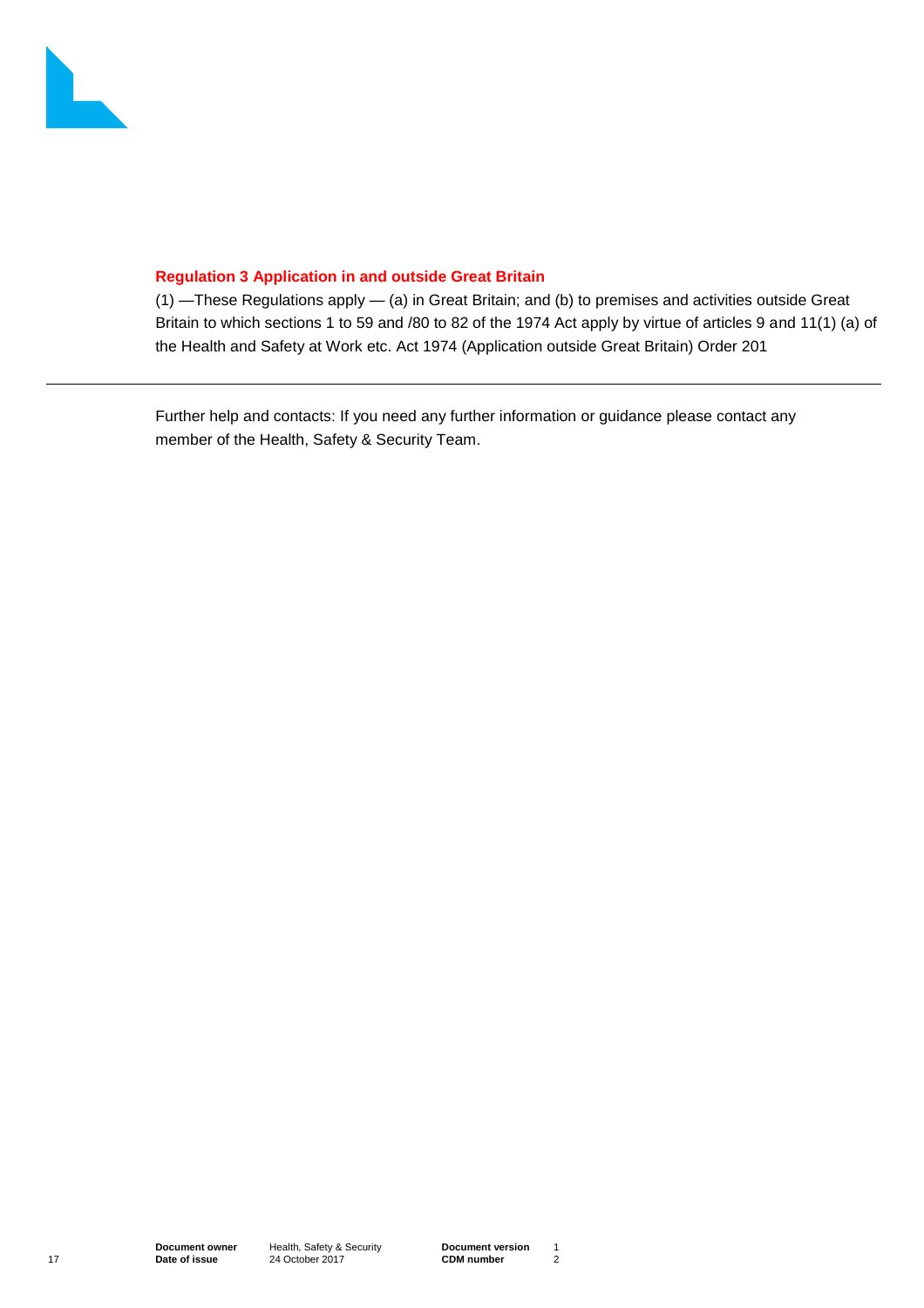**Regulation 3 Application in and outside Great Britain**

(1) —These Regulations apply — (a) in Great Britain; and (b) to premises and activities outside Great Britain to which sections 1 to 59 and /80 to 82 of the 1974 Act apply by virtue of articles 9 and 11(1) (a) of the Health and Safety at Work etc. Act 1974 (Application outside Great Britain) Order 201

---

Further help and contacts: If you need any further information or guidance please contact any member of the Health, Safety & Security Team.

| | | | |
|---|---|---|---|
| **Document owner** | Health, Safety & Security | **Document version** | 1 |
| **Date of issue** | 24 October 2017 | **CDM number** | 2 |